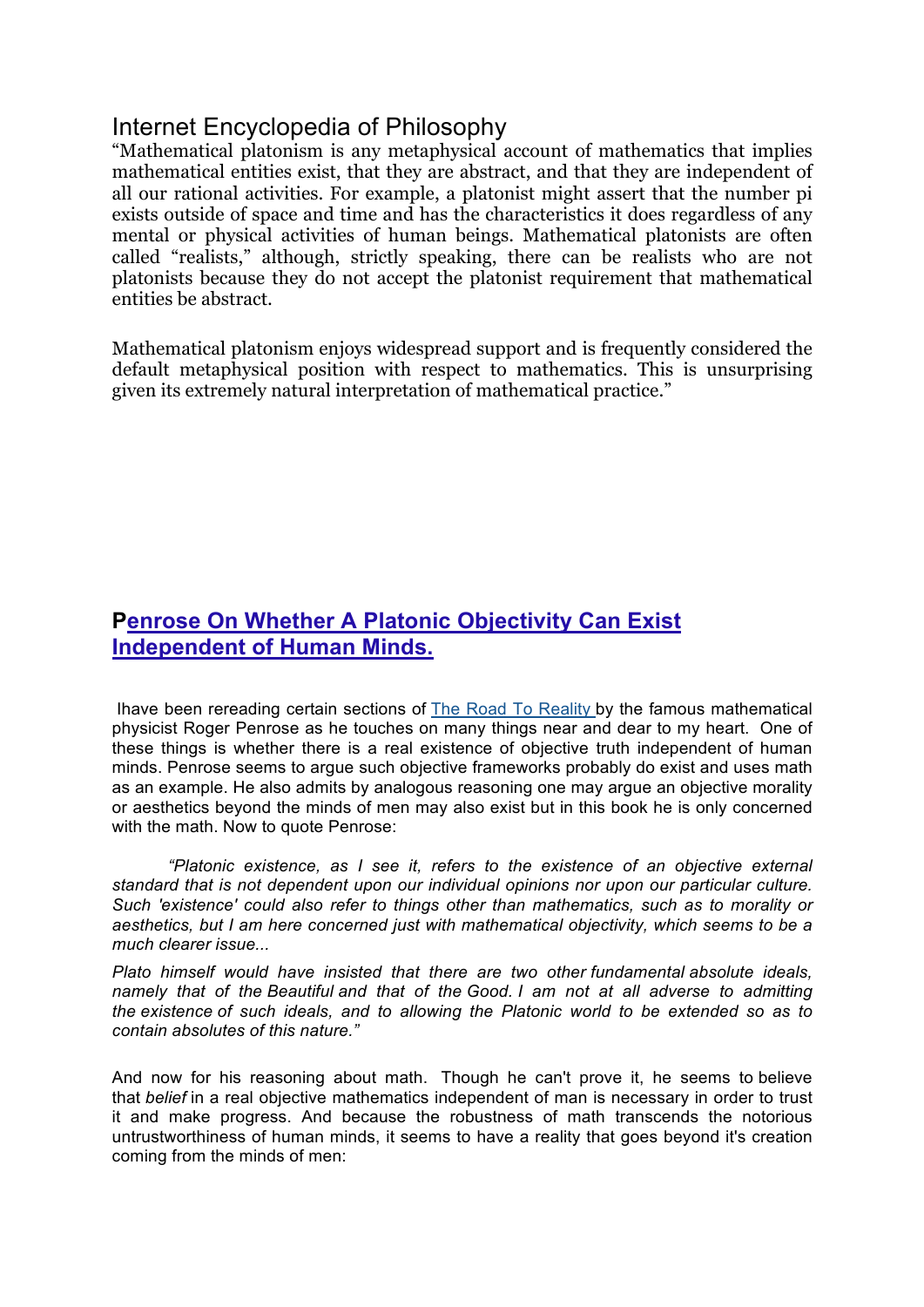# Internet Encyclopedia of Philosophy

"Mathematical platonism is any metaphysical account of mathematics that implies mathematical entities exist, that they are abstract, and that they are independent of all our rational activities. For example, a platonist might assert that the number pi exists outside of space and time and has the characteristics it does regardless of any mental or physical activities of human beings. Mathematical platonists are often called "realists," although, strictly speaking, there can be realists who are not platonists because they do not accept the platonist requirement that mathematical entities be abstract.

Mathematical platonism enjoys widespread support and is frequently considered the default metaphysical position with respect to mathematics. This is unsurprising given its extremely natural interpretation of mathematical practice."

## Penrose On Whether A Platonic Objectivity Can Exist Independent of Human Minds.

Ihave been rereading certain sections of The Road To Reality by the famous mathematical physicist Roger Penrose as he touches on many things near and dear to my heart. One of these things is whether there is a real existence of objective truth independent of human minds. Penrose seems to argue such objective frameworks probably do exist and uses math as an example. He also admits by analogous reasoning one may argue an objective morality or aesthetics beyond the minds of men may also exist but in this book he is only concerned with the math. Now to quote Penrose:

> *"Platonic existence, as I see it, refers to the existence of an objective external standard that is not dependent upon our individual opinions nor upon our particular culture. Such 'existence' could also refer to things other than mathematics, such as to morality or aesthetics, but I am here concerned just with mathematical objectivity, which seems to be a much clearer issue...*
>
> *Plato himself would have insisted that there are two other fundamental absolute ideals, namely that of the Beautiful and that of the Good. I am not at all adverse to admitting the existence of such ideals, and to allowing the Platonic world to be extended so as to contain absolutes of this nature."*

And now for his reasoning about math. Though he can't prove it, he seems to believe that *belief* in a real objective mathematics independent of man is necessary in order to trust it and make progress. And because the robustness of math transcends the notorious untrustworthiness of human minds, it seems to have a reality that goes beyond it's creation coming from the minds of men: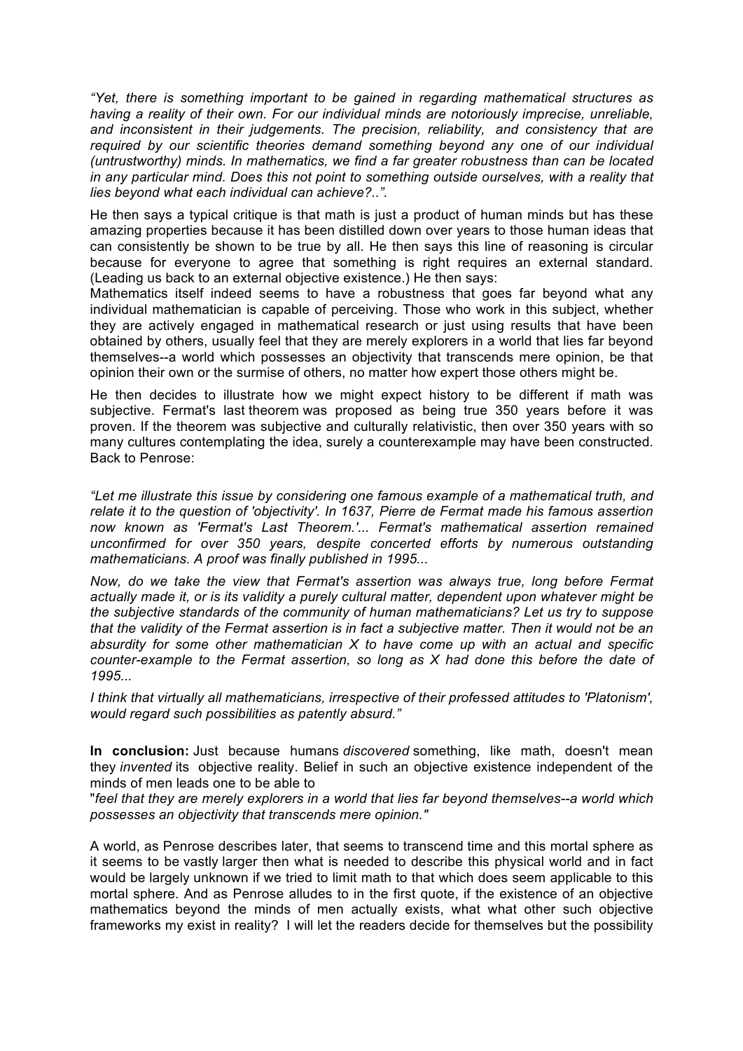*"Yet, there is something important to be gained in regarding mathematical structures as having a reality of their own. For our individual minds are notoriously imprecise, unreliable, and inconsistent in their judgements. The precision, reliability, and consistency that are required by our scientific theories demand something beyond any one of our individual (untrustworthy) minds. In mathematics, we find a far greater robustness than can be located in any particular mind. Does this not point to something outside ourselves, with a reality that lies beyond what each individual can achieve?..".*

He then says a typical critique is that math is just a product of human minds but has these amazing properties because it has been distilled down over years to those human ideas that can consistently be shown to be true by all. He then says this line of reasoning is circular because for everyone to agree that something is right requires an external standard. (Leading us back to an external objective existence.) He then says:
Mathematics itself indeed seems to have a robustness that goes far beyond what any individual mathematician is capable of perceiving. Those who work in this subject, whether they are actively engaged in mathematical research or just using results that have been obtained by others, usually feel that they are merely explorers in a world that lies far beyond themselves--a world which possesses an objectivity that transcends mere opinion, be that opinion their own or the surmise of others, no matter how expert those others might be.

He then decides to illustrate how we might expect history to be different if math was subjective. Fermat's last theorem was proposed as being true 350 years before it was proven. If the theorem was subjective and culturally relativistic, then over 350 years with so many cultures contemplating the idea, surely a counterexample may have been constructed. Back to Penrose:

*"Let me illustrate this issue by considering one famous example of a mathematical truth, and relate it to the question of 'objectivity'. In 1637, Pierre de Fermat made his famous assertion now known as 'Fermat's Last Theorem.'... Fermat's mathematical assertion remained unconfirmed for over 350 years, despite concerted efforts by numerous outstanding mathematicians. A proof was finally published in 1995...*

*Now, do we take the view that Fermat's assertion was always true, long before Fermat actually made it, or is its validity a purely cultural matter, dependent upon whatever might be the subjective standards of the community of human mathematicians? Let us try to suppose that the validity of the Fermat assertion is in fact a subjective matter. Then it would not be an absurdity for some other mathematician X to have come up with an actual and specific counter-example to the Fermat assertion, so long as X had done this before the date of 1995...*

*I think that virtually all mathematicians, irrespective of their professed attitudes to 'Platonism', would regard such possibilities as patently absurd."*

**In conclusion:** Just because humans *discovered* something, like math, doesn't mean they *invented* its objective reality. Belief in such an objective existence independent of the minds of men leads one to be able to
"*feel that they are merely explorers in a world that lies far beyond themselves--a world which possesses an objectivity that transcends mere opinion."*

A world, as Penrose describes later, that seems to transcend time and this mortal sphere as it seems to be vastly larger then what is needed to describe this physical world and in fact would be largely unknown if we tried to limit math to that which does seem applicable to this mortal sphere. And as Penrose alludes to in the first quote, if the existence of an objective mathematics beyond the minds of men actually exists, what what other such objective frameworks my exist in reality? I will let the readers decide for themselves but the possibility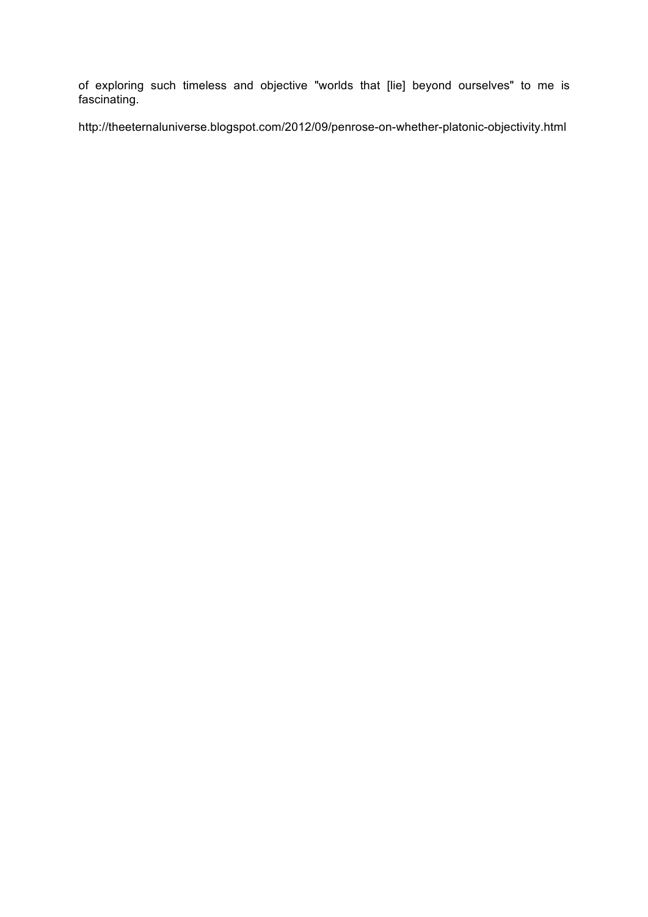of exploring such timeless and objective "worlds that [lie] beyond ourselves" to me is fascinating.

http://theeternaluniverse.blogspot.com/2012/09/penrose-on-whether-platonic-objectivity.html